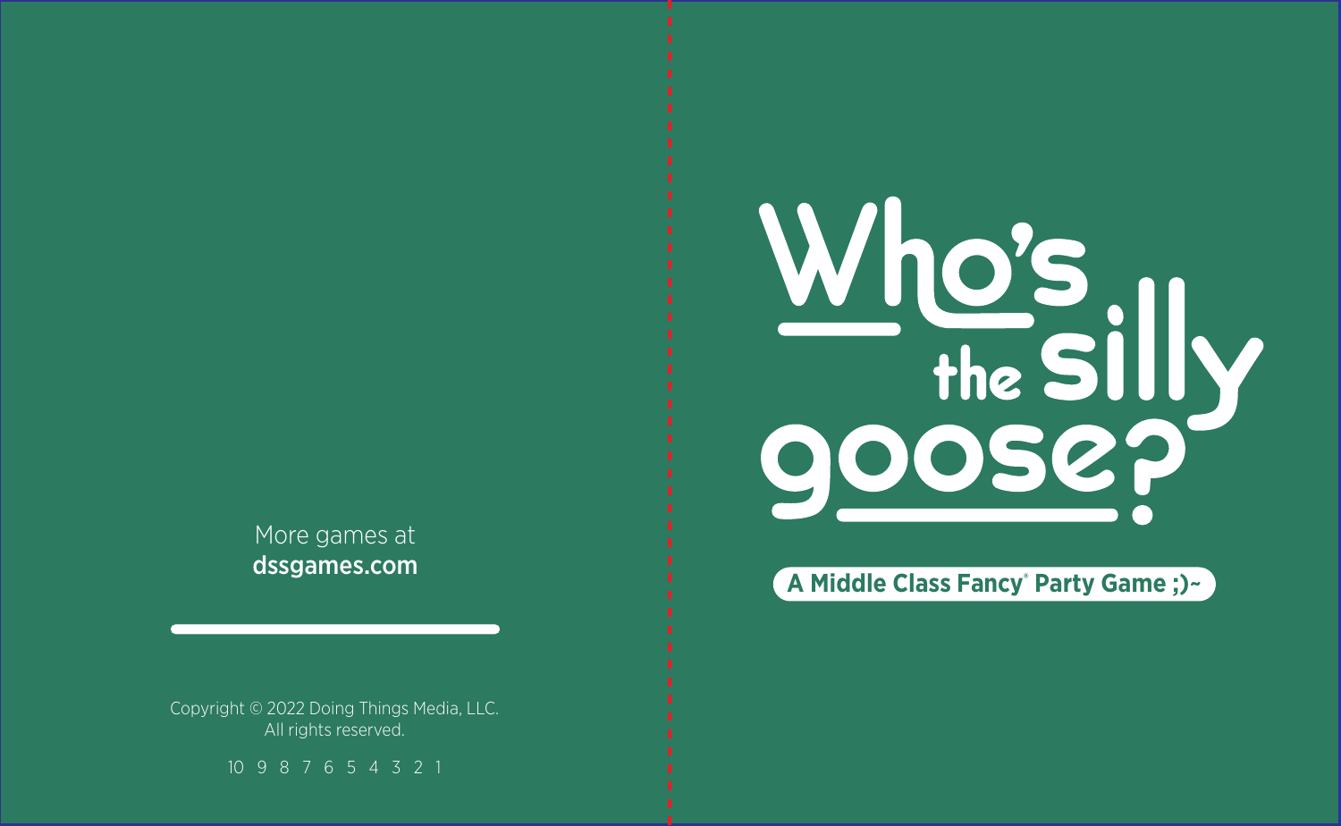# Who's the silly goose?

**A Middle Class Fancy® Party Game ;)~**

More games at
**dssgames.com**

Copyright © 2022 Doing Things Media, LLC.
All rights reserved.

10 9 8 7 6 5 4 3 2 1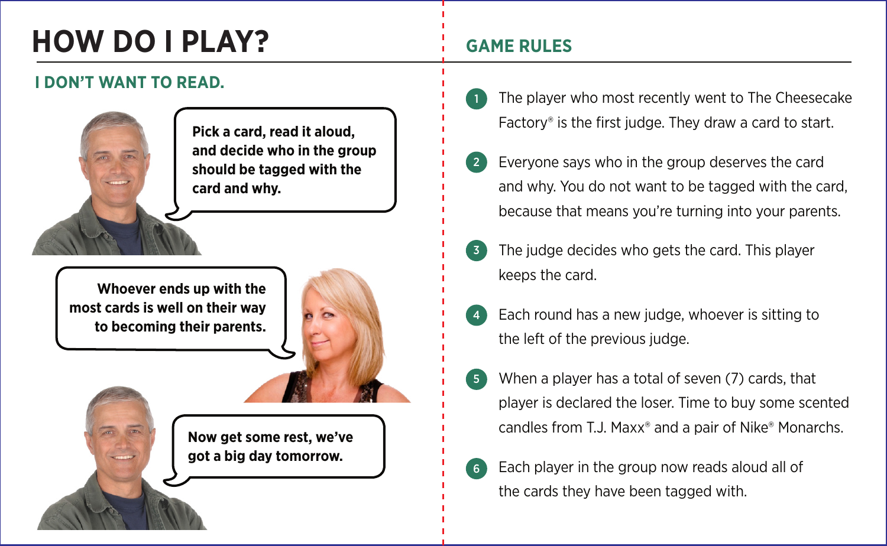# HOW DO I PLAY?

## I DON'T WANT TO READ.

**Pick a card, read it aloud, and decide who in the group should be tagged with the card and why.**

**Whoever ends up with the most cards is well on their way to becoming their parents.**

**Now get some rest, we've got a big day tomorrow.**

## GAME RULES

1. The player who most recently went to The Cheesecake Factory® is the first judge. They draw a card to start.
2. Everyone says who in the group deserves the card and why. You do not want to be tagged with the card, because that means you're turning into your parents.
3. The judge decides who gets the card. This player keeps the card.
4. Each round has a new judge, whoever is sitting to the left of the previous judge.
5. When a player has a total of seven (7) cards, that player is declared the loser. Time to buy some scented candles from T.J. Maxx® and a pair of Nike® Monarchs.
6. Each player in the group now reads aloud all of the cards they have been tagged with.